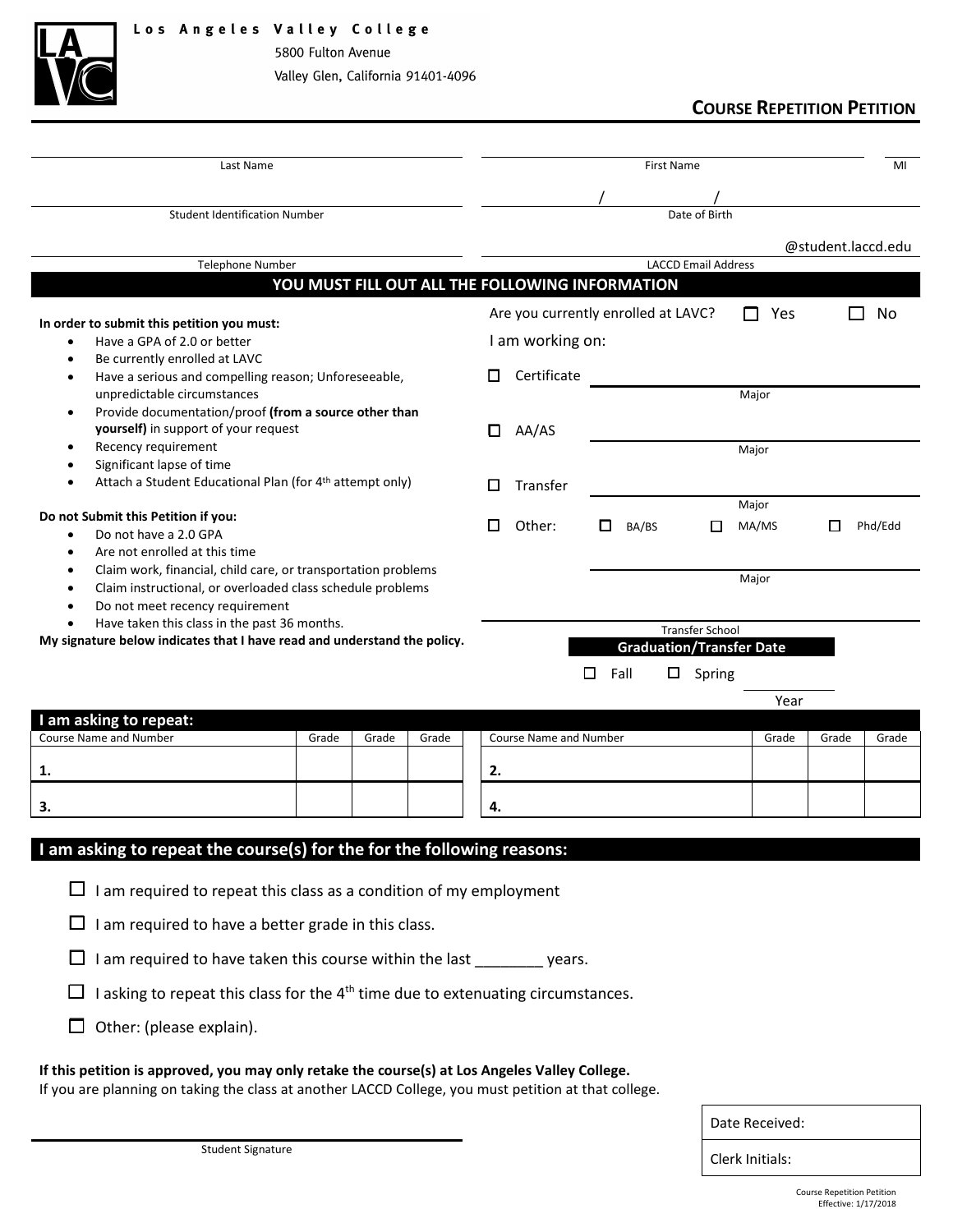**Los Angeles Valley College**
5800 Fulton Avenue
Valley Glen, California 91401-4096

# COURSE REPETITION PETITION

| Last Name | First Name | MI |
|---|---|---|

| Student Identification Number | Date of Birth ( / / ) |
|---|---|

| Telephone Number | LACCD Email Address (@student.laccd.edu) |
|---|---|

## YOU MUST FILL OUT ALL THE FOLLOWING INFORMATION

**In order to submit this petition you must:**

- Have a GPA of 2.0 or better
- Be currently enrolled at LAVC
- Have a serious and compelling reason; Unforeseeable, unpredictable circumstances
- Provide documentation/proof **(from a source other than yourself)** in support of your request
- Recency requirement
- Significant lapse of time
- Attach a Student Educational Plan (for 4th attempt only)

**Do not Submit this Petition if you:**

- Do not have a 2.0 GPA
- Are not enrolled at this time
- Claim work, financial, child care, or transportation problems
- Claim instructional, or overloaded class schedule problems
- Do not meet recency requirement
- Have taken this class in the past 36 months.

**My signature below indicates that I have read and understand the policy.**

Are you currently enrolled at LAVC? ☐ Yes ☐ No

I am working on:

- ☐ Certificate ________ Major
- ☐ AA/AS ________ Major
- ☐ Transfer ________ Major
- ☐ Other: ☐ BA/BS ☐ MA/MS ☐ Phd/Edd ________ Major

________ Transfer School

**Graduation/Transfer Date**

☐ Fall ☐ Spring ________ Year

## I am asking to repeat:

| Course Name and Number | Grade | Grade | Grade | Course Name and Number | Grade | Grade | Grade |
|---|---|---|---|---|---|---|---|
| 1. | | | | 2. | | | |
| 3. | | | | 4. | | | |

## I am asking to repeat the course(s) for the for the following reasons:

- ☐ I am required to repeat this class as a condition of my employment
- ☐ I am required to have a better grade in this class.
- ☐ I am required to have taken this course within the last ________ years.
- ☐ I asking to repeat this class for the 4th time due to extenuating circumstances.
- ☐ Other: (please explain).

**If this petition is approved, you may only retake the course(s) at Los Angeles Valley College.**
If you are planning on taking the class at another LACCD College, you must petition at that college.

________________________
Student Signature

| Date Received: |
|---|
| Clerk Initials: |

Course Repetition Petition
Effective: 1/17/2018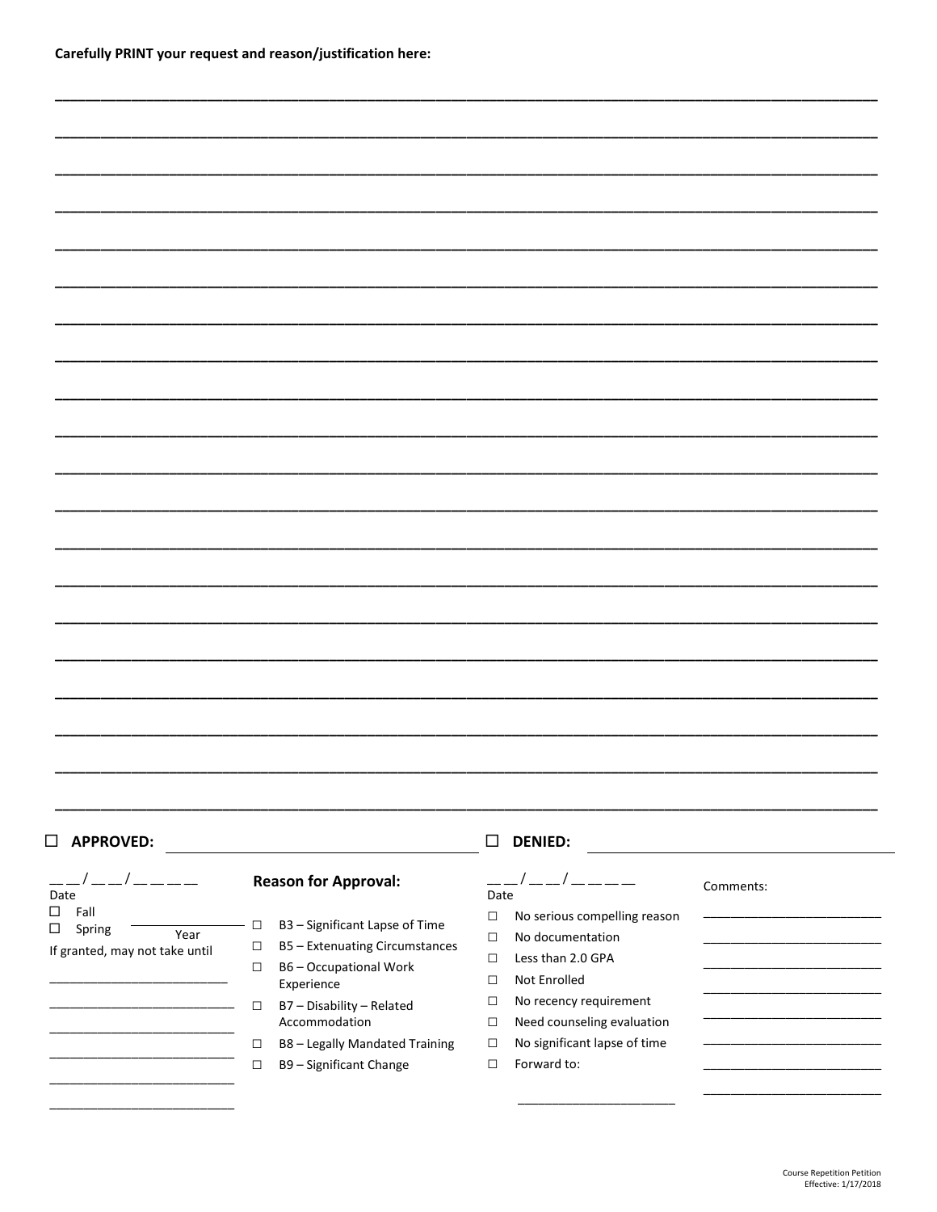**Carefully PRINT your request and reason/justification here:**

______________________________________________________________________________

______________________________________________________________________________

______________________________________________________________________________

______________________________________________________________________________

______________________________________________________________________________

______________________________________________________________________________

______________________________________________________________________________

______________________________________________________________________________

______________________________________________________________________________

______________________________________________________________________________

______________________________________________________________________________

______________________________________________________________________________

______________________________________________________________________________

______________________________________________________________________________

______________________________________________________________________________

______________________________________________________________________________

______________________________________________________________________________

______________________________________________________________________________

______________________________________________________________________________

______________________________________________________________________________

☐ **APPROVED:** ______________________________

__ __/__ __/__ __ __ __
Date

☐ Fall
☐ Spring ____________ Year

If granted, may not take until

______________________

______________________

______________________

______________________

______________________

______________________

**Reason for Approval:**

☐ B3 – Significant Lapse of Time
☐ B5 – Extenuating Circumstances
☐ B6 – Occupational Work Experience
☐ B7 – Disability – Related Accommodation
☐ B8 – Legally Mandated Training
☐ B9 – Significant Change

☐ **DENIED:** ______________________________

__ __/__ __/__ __ __ __
Date

☐ No serious compelling reason
☐ No documentation
☐ Less than 2.0 GPA
☐ Not Enrolled
☐ No recency requirement
☐ Need counseling evaluation
☐ No significant lapse of time
☐ Forward to:

______________________

Comments:

______________________

______________________

______________________

______________________

______________________

______________________

______________________

______________________

Course Repetition Petition
Effective: 1/17/2018